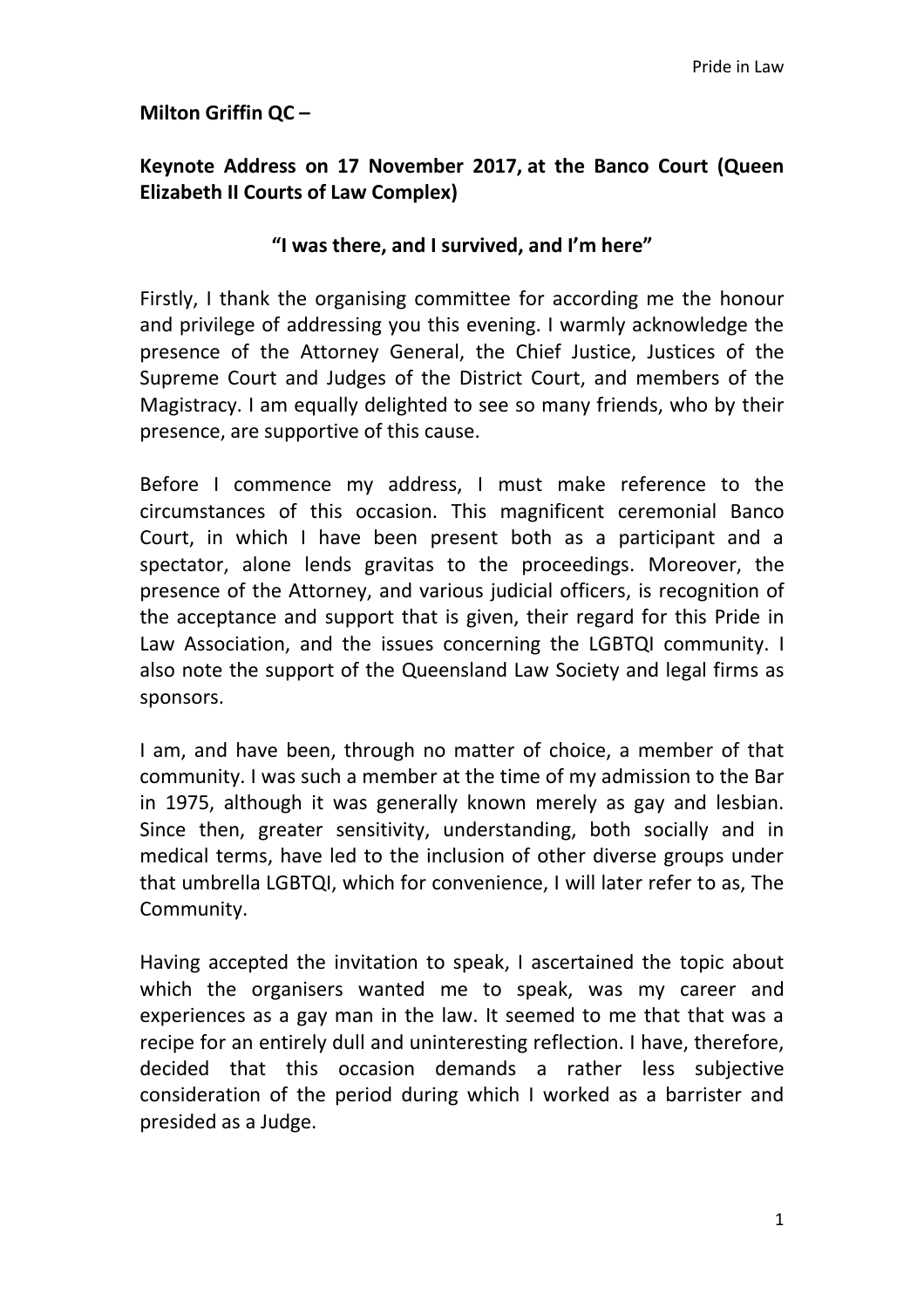**Milton Griffin QC –**

**Keynote Address on 17 November 2017, at the Banco Court (Queen Elizabeth II Courts of Law Complex)**

**"I was there, and I survived, and I'm here"**

Firstly, I thank the organising committee for according me the honour and privilege of addressing you this evening. I warmly acknowledge the presence of the Attorney General, the Chief Justice, Justices of the Supreme Court and Judges of the District Court, and members of the Magistracy. I am equally delighted to see so many friends, who by their presence, are supportive of this cause.

Before I commence my address, I must make reference to the circumstances of this occasion. This magnificent ceremonial Banco Court, in which I have been present both as a participant and a spectator, alone lends gravitas to the proceedings. Moreover, the presence of the Attorney, and various judicial officers, is recognition of the acceptance and support that is given, their regard for this Pride in Law Association, and the issues concerning the LGBTQI community. I also note the support of the Queensland Law Society and legal firms as sponsors.

I am, and have been, through no matter of choice, a member of that community. I was such a member at the time of my admission to the Bar in 1975, although it was generally known merely as gay and lesbian. Since then, greater sensitivity, understanding, both socially and in medical terms, have led to the inclusion of other diverse groups under that umbrella LGBTQI, which for convenience, I will later refer to as, The Community.

Having accepted the invitation to speak, I ascertained the topic about which the organisers wanted me to speak, was my career and experiences as a gay man in the law. It seemed to me that that was a recipe for an entirely dull and uninteresting reflection. I have, therefore, decided that this occasion demands a rather less subjective consideration of the period during which I worked as a barrister and presided as a Judge.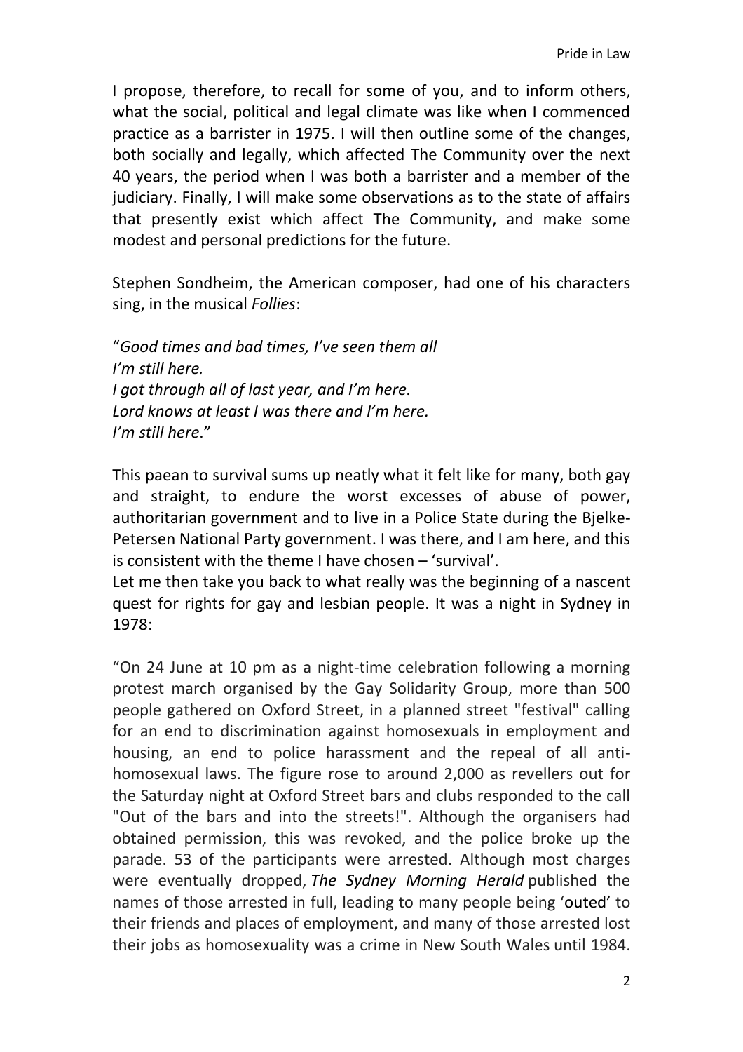I propose, therefore, to recall for some of you, and to inform others, what the social, political and legal climate was like when I commenced practice as a barrister in 1975. I will then outline some of the changes, both socially and legally, which affected The Community over the next 40 years, the period when I was both a barrister and a member of the judiciary. Finally, I will make some observations as to the state of affairs that presently exist which affect The Community, and make some modest and personal predictions for the future.

Stephen Sondheim, the American composer, had one of his characters sing, in the musical *Follies*:

"*Good times and bad times, I've seen them all*
*I'm still here.*
*I got through all of last year, and I'm here.*
*Lord knows at least I was there and I'm here.*
*I'm still here*."

This paean to survival sums up neatly what it felt like for many, both gay and straight, to endure the worst excesses of abuse of power, authoritarian government and to live in a Police State during the Bjelke-Petersen National Party government. I was there, and I am here, and this is consistent with the theme I have chosen – 'survival'.

Let me then take you back to what really was the beginning of a nascent quest for rights for gay and lesbian people. It was a night in Sydney in 1978:

"On 24 June at 10 pm as a night-time celebration following a morning protest march organised by the Gay Solidarity Group, more than 500 people gathered on Oxford Street, in a planned street "festival" calling for an end to discrimination against homosexuals in employment and housing, an end to police harassment and the repeal of all anti-homosexual laws. The figure rose to around 2,000 as revellers out for the Saturday night at Oxford Street bars and clubs responded to the call "Out of the bars and into the streets!". Although the organisers had obtained permission, this was revoked, and the police broke up the parade. 53 of the participants were arrested. Although most charges were eventually dropped, *The Sydney Morning Herald* published the names of those arrested in full, leading to many people being 'outed' to their friends and places of employment, and many of those arrested lost their jobs as homosexuality was a crime in New South Wales until 1984.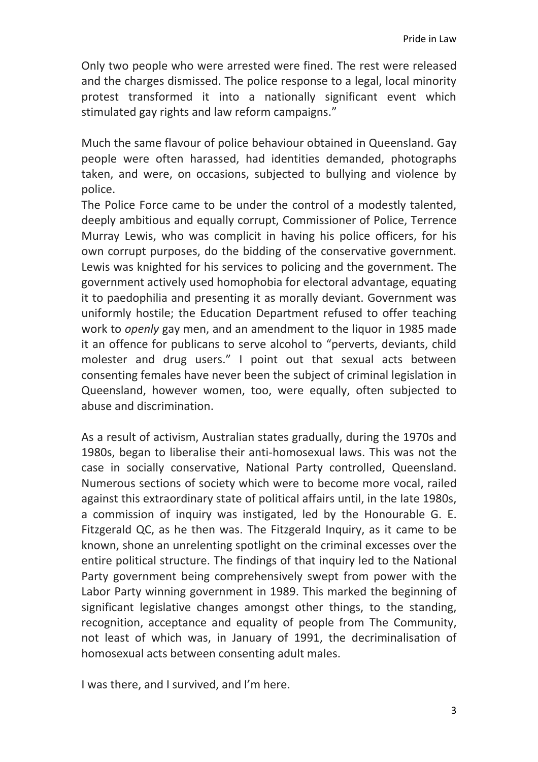Only two people who were arrested were fined. The rest were released and the charges dismissed. The police response to a legal, local minority protest transformed it into a nationally significant event which stimulated gay rights and law reform campaigns."

Much the same flavour of police behaviour obtained in Queensland. Gay people were often harassed, had identities demanded, photographs taken, and were, on occasions, subjected to bullying and violence by police.

The Police Force came to be under the control of a modestly talented, deeply ambitious and equally corrupt, Commissioner of Police, Terrence Murray Lewis, who was complicit in having his police officers, for his own corrupt purposes, do the bidding of the conservative government. Lewis was knighted for his services to policing and the government. The government actively used homophobia for electoral advantage, equating it to paedophilia and presenting it as morally deviant. Government was uniformly hostile; the Education Department refused to offer teaching work to *openly* gay men, and an amendment to the liquor in 1985 made it an offence for publicans to serve alcohol to "perverts, deviants, child molester and drug users." I point out that sexual acts between consenting females have never been the subject of criminal legislation in Queensland, however women, too, were equally, often subjected to abuse and discrimination.

As a result of activism, Australian states gradually, during the 1970s and 1980s, began to liberalise their anti-homosexual laws. This was not the case in socially conservative, National Party controlled, Queensland. Numerous sections of society which were to become more vocal, railed against this extraordinary state of political affairs until, in the late 1980s, a commission of inquiry was instigated, led by the Honourable G. E. Fitzgerald QC, as he then was. The Fitzgerald Inquiry, as it came to be known, shone an unrelenting spotlight on the criminal excesses over the entire political structure. The findings of that inquiry led to the National Party government being comprehensively swept from power with the Labor Party winning government in 1989. This marked the beginning of significant legislative changes amongst other things, to the standing, recognition, acceptance and equality of people from The Community, not least of which was, in January of 1991, the decriminalisation of homosexual acts between consenting adult males.

I was there, and I survived, and I'm here.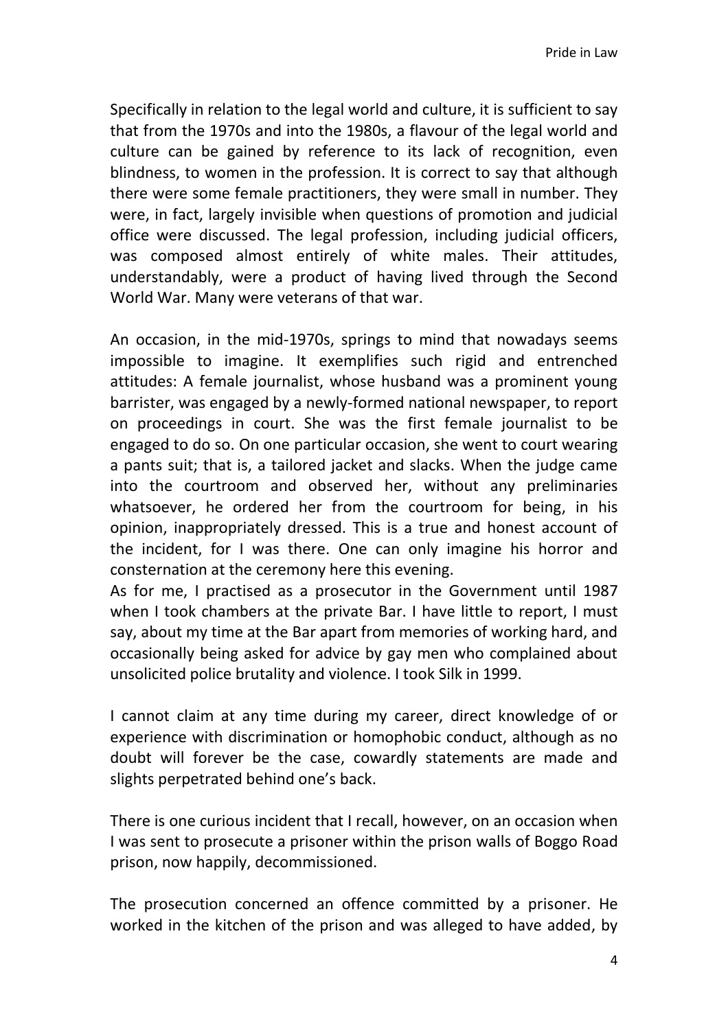Specifically in relation to the legal world and culture, it is sufficient to say that from the 1970s and into the 1980s, a flavour of the legal world and culture can be gained by reference to its lack of recognition, even blindness, to women in the profession. It is correct to say that although there were some female practitioners, they were small in number. They were, in fact, largely invisible when questions of promotion and judicial office were discussed. The legal profession, including judicial officers, was composed almost entirely of white males. Their attitudes, understandably, were a product of having lived through the Second World War. Many were veterans of that war.

An occasion, in the mid-1970s, springs to mind that nowadays seems impossible to imagine. It exemplifies such rigid and entrenched attitudes: A female journalist, whose husband was a prominent young barrister, was engaged by a newly-formed national newspaper, to report on proceedings in court. She was the first female journalist to be engaged to do so. On one particular occasion, she went to court wearing a pants suit; that is, a tailored jacket and slacks. When the judge came into the courtroom and observed her, without any preliminaries whatsoever, he ordered her from the courtroom for being, in his opinion, inappropriately dressed. This is a true and honest account of the incident, for I was there. One can only imagine his horror and consternation at the ceremony here this evening.

As for me, I practised as a prosecutor in the Government until 1987 when I took chambers at the private Bar. I have little to report, I must say, about my time at the Bar apart from memories of working hard, and occasionally being asked for advice by gay men who complained about unsolicited police brutality and violence. I took Silk in 1999.

I cannot claim at any time during my career, direct knowledge of or experience with discrimination or homophobic conduct, although as no doubt will forever be the case, cowardly statements are made and slights perpetrated behind one's back.

There is one curious incident that I recall, however, on an occasion when I was sent to prosecute a prisoner within the prison walls of Boggo Road prison, now happily, decommissioned.

The prosecution concerned an offence committed by a prisoner. He worked in the kitchen of the prison and was alleged to have added, by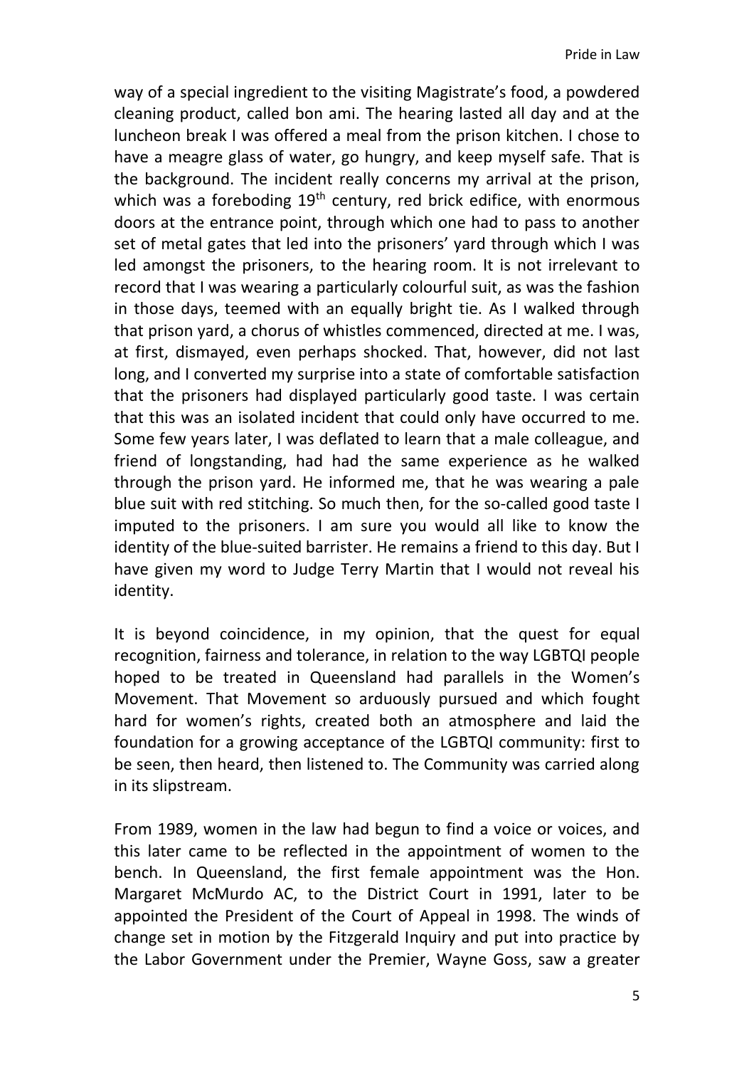way of a special ingredient to the visiting Magistrate's food, a powdered cleaning product, called bon ami. The hearing lasted all day and at the luncheon break I was offered a meal from the prison kitchen. I chose to have a meagre glass of water, go hungry, and keep myself safe. That is the background. The incident really concerns my arrival at the prison, which was a foreboding 19th century, red brick edifice, with enormous doors at the entrance point, through which one had to pass to another set of metal gates that led into the prisoners' yard through which I was led amongst the prisoners, to the hearing room. It is not irrelevant to record that I was wearing a particularly colourful suit, as was the fashion in those days, teemed with an equally bright tie. As I walked through that prison yard, a chorus of whistles commenced, directed at me. I was, at first, dismayed, even perhaps shocked. That, however, did not last long, and I converted my surprise into a state of comfortable satisfaction that the prisoners had displayed particularly good taste. I was certain that this was an isolated incident that could only have occurred to me. Some few years later, I was deflated to learn that a male colleague, and friend of longstanding, had had the same experience as he walked through the prison yard. He informed me, that he was wearing a pale blue suit with red stitching. So much then, for the so-called good taste I imputed to the prisoners. I am sure you would all like to know the identity of the blue-suited barrister. He remains a friend to this day. But I have given my word to Judge Terry Martin that I would not reveal his identity.

It is beyond coincidence, in my opinion, that the quest for equal recognition, fairness and tolerance, in relation to the way LGBTQI people hoped to be treated in Queensland had parallels in the Women's Movement. That Movement so arduously pursued and which fought hard for women's rights, created both an atmosphere and laid the foundation for a growing acceptance of the LGBTQI community: first to be seen, then heard, then listened to. The Community was carried along in its slipstream.

From 1989, women in the law had begun to find a voice or voices, and this later came to be reflected in the appointment of women to the bench. In Queensland, the first female appointment was the Hon. Margaret McMurdo AC, to the District Court in 1991, later to be appointed the President of the Court of Appeal in 1998. The winds of change set in motion by the Fitzgerald Inquiry and put into practice by the Labor Government under the Premier, Wayne Goss, saw a greater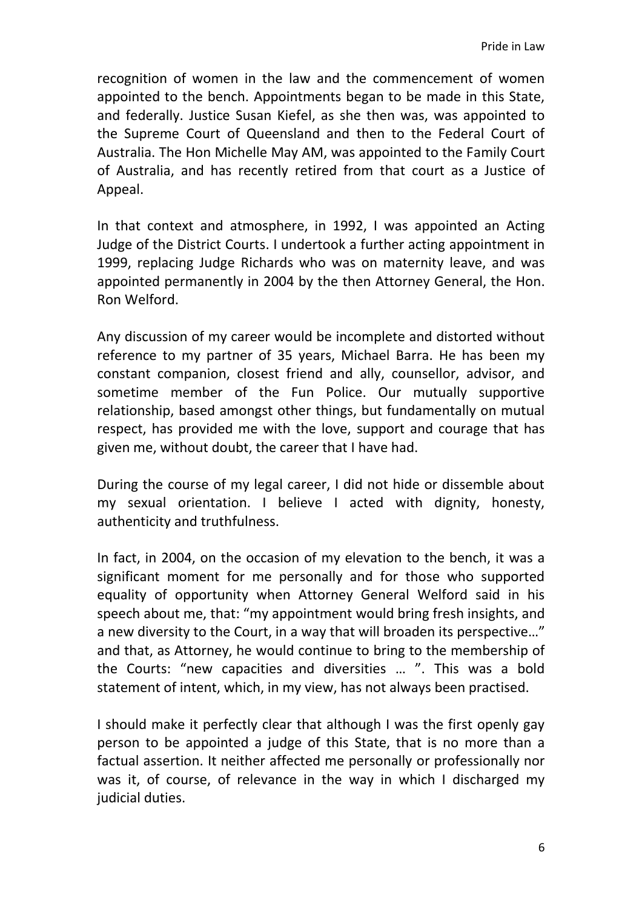recognition of women in the law and the commencement of women appointed to the bench. Appointments began to be made in this State, and federally. Justice Susan Kiefel, as she then was, was appointed to the Supreme Court of Queensland and then to the Federal Court of Australia. The Hon Michelle May AM, was appointed to the Family Court of Australia, and has recently retired from that court as a Justice of Appeal.

In that context and atmosphere, in 1992, I was appointed an Acting Judge of the District Courts. I undertook a further acting appointment in 1999, replacing Judge Richards who was on maternity leave, and was appointed permanently in 2004 by the then Attorney General, the Hon. Ron Welford.

Any discussion of my career would be incomplete and distorted without reference to my partner of 35 years, Michael Barra. He has been my constant companion, closest friend and ally, counsellor, advisor, and sometime member of the Fun Police. Our mutually supportive relationship, based amongst other things, but fundamentally on mutual respect, has provided me with the love, support and courage that has given me, without doubt, the career that I have had.

During the course of my legal career, I did not hide or dissemble about my sexual orientation. I believe I acted with dignity, honesty, authenticity and truthfulness.

In fact, in 2004, on the occasion of my elevation to the bench, it was a significant moment for me personally and for those who supported equality of opportunity when Attorney General Welford said in his speech about me, that: "my appointment would bring fresh insights, and a new diversity to the Court, in a way that will broaden its perspective…" and that, as Attorney, he would continue to bring to the membership of the Courts: "new capacities and diversities … ". This was a bold statement of intent, which, in my view, has not always been practised.

I should make it perfectly clear that although I was the first openly gay person to be appointed a judge of this State, that is no more than a factual assertion. It neither affected me personally or professionally nor was it, of course, of relevance in the way in which I discharged my judicial duties.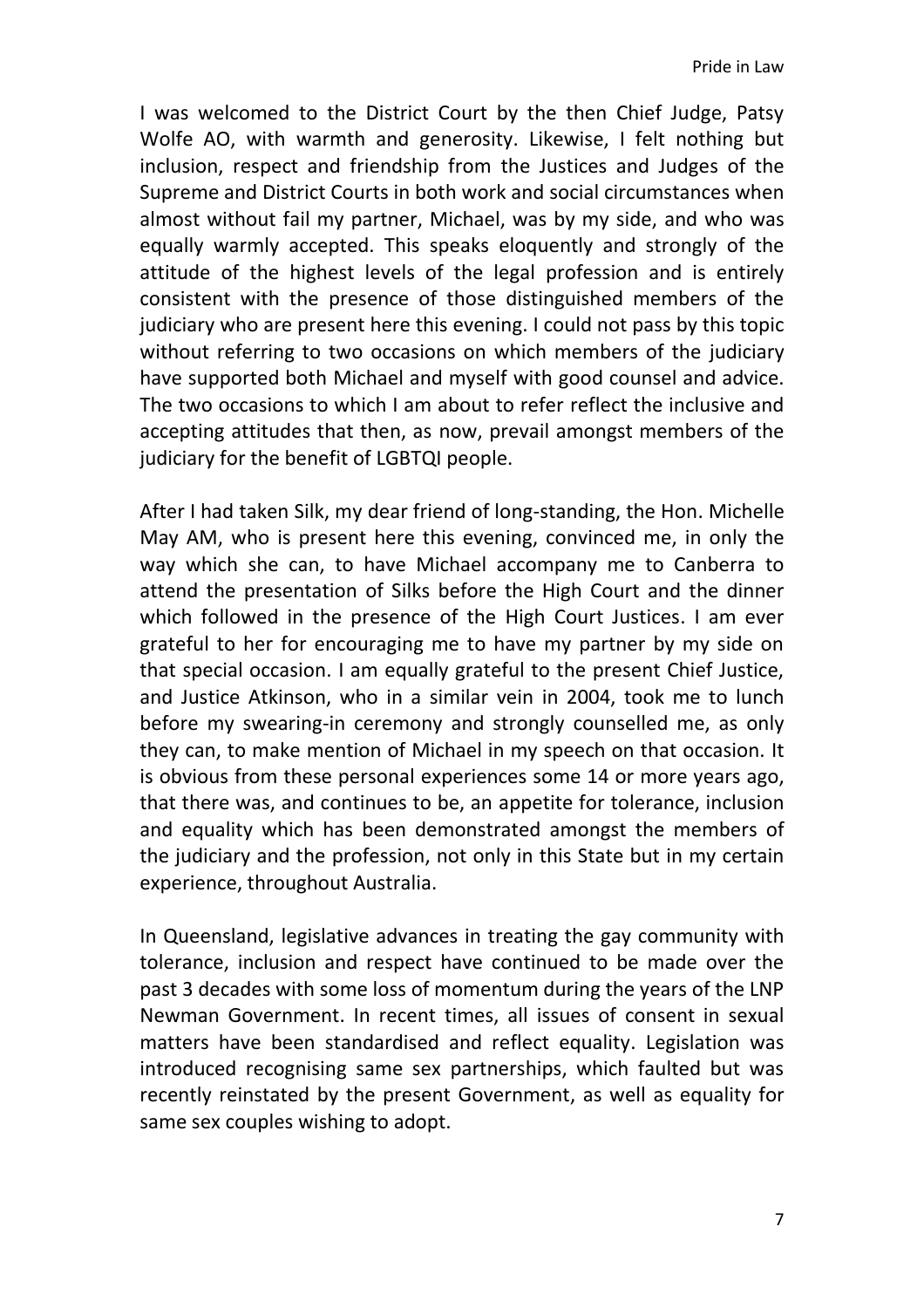I was welcomed to the District Court by the then Chief Judge, Patsy Wolfe AO, with warmth and generosity. Likewise, I felt nothing but inclusion, respect and friendship from the Justices and Judges of the Supreme and District Courts in both work and social circumstances when almost without fail my partner, Michael, was by my side, and who was equally warmly accepted. This speaks eloquently and strongly of the attitude of the highest levels of the legal profession and is entirely consistent with the presence of those distinguished members of the judiciary who are present here this evening. I could not pass by this topic without referring to two occasions on which members of the judiciary have supported both Michael and myself with good counsel and advice. The two occasions to which I am about to refer reflect the inclusive and accepting attitudes that then, as now, prevail amongst members of the judiciary for the benefit of LGBTQI people.

After I had taken Silk, my dear friend of long-standing, the Hon. Michelle May AM, who is present here this evening, convinced me, in only the way which she can, to have Michael accompany me to Canberra to attend the presentation of Silks before the High Court and the dinner which followed in the presence of the High Court Justices. I am ever grateful to her for encouraging me to have my partner by my side on that special occasion. I am equally grateful to the present Chief Justice, and Justice Atkinson, who in a similar vein in 2004, took me to lunch before my swearing-in ceremony and strongly counselled me, as only they can, to make mention of Michael in my speech on that occasion. It is obvious from these personal experiences some 14 or more years ago, that there was, and continues to be, an appetite for tolerance, inclusion and equality which has been demonstrated amongst the members of the judiciary and the profession, not only in this State but in my certain experience, throughout Australia.

In Queensland, legislative advances in treating the gay community with tolerance, inclusion and respect have continued to be made over the past 3 decades with some loss of momentum during the years of the LNP Newman Government. In recent times, all issues of consent in sexual matters have been standardised and reflect equality. Legislation was introduced recognising same sex partnerships, which faulted but was recently reinstated by the present Government, as well as equality for same sex couples wishing to adopt.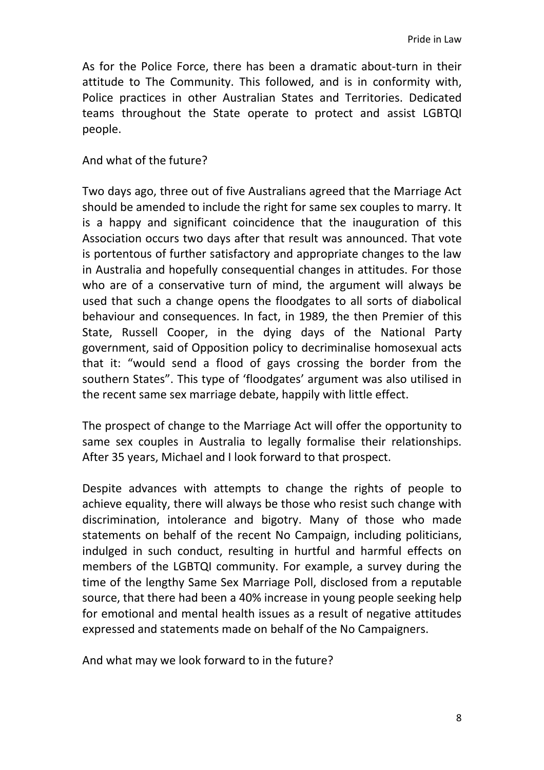As for the Police Force, there has been a dramatic about-turn in their attitude to The Community. This followed, and is in conformity with, Police practices in other Australian States and Territories. Dedicated teams throughout the State operate to protect and assist LGBTQI people.

And what of the future?

Two days ago, three out of five Australians agreed that the Marriage Act should be amended to include the right for same sex couples to marry. It is a happy and significant coincidence that the inauguration of this Association occurs two days after that result was announced. That vote is portentous of further satisfactory and appropriate changes to the law in Australia and hopefully consequential changes in attitudes. For those who are of a conservative turn of mind, the argument will always be used that such a change opens the floodgates to all sorts of diabolical behaviour and consequences. In fact, in 1989, the then Premier of this State, Russell Cooper, in the dying days of the National Party government, said of Opposition policy to decriminalise homosexual acts that it: "would send a flood of gays crossing the border from the southern States". This type of 'floodgates' argument was also utilised in the recent same sex marriage debate, happily with little effect.

The prospect of change to the Marriage Act will offer the opportunity to same sex couples in Australia to legally formalise their relationships. After 35 years, Michael and I look forward to that prospect.

Despite advances with attempts to change the rights of people to achieve equality, there will always be those who resist such change with discrimination, intolerance and bigotry. Many of those who made statements on behalf of the recent No Campaign, including politicians, indulged in such conduct, resulting in hurtful and harmful effects on members of the LGBTQI community. For example, a survey during the time of the lengthy Same Sex Marriage Poll, disclosed from a reputable source, that there had been a 40% increase in young people seeking help for emotional and mental health issues as a result of negative attitudes expressed and statements made on behalf of the No Campaigners.

And what may we look forward to in the future?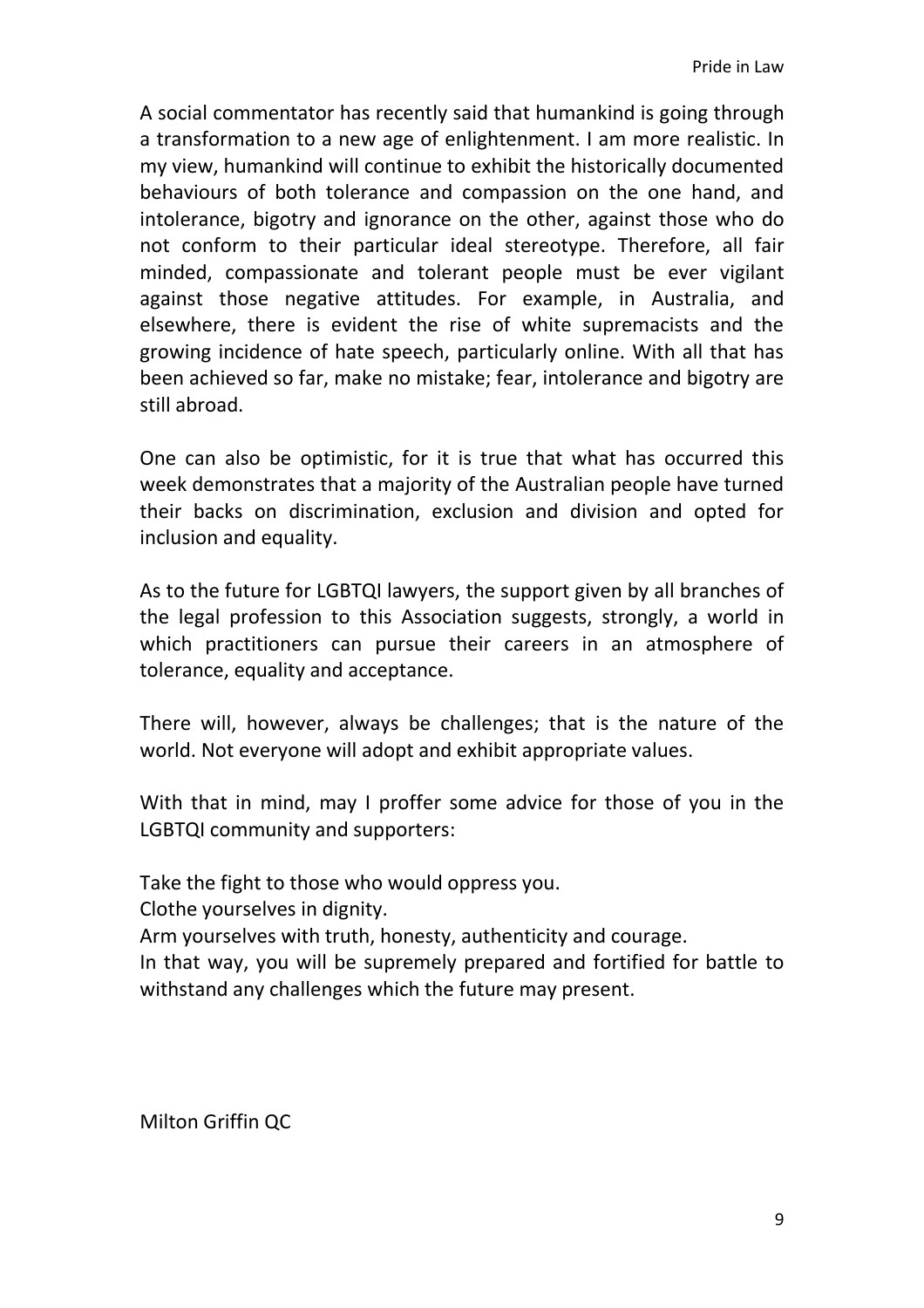A social commentator has recently said that humankind is going through a transformation to a new age of enlightenment. I am more realistic. In my view, humankind will continue to exhibit the historically documented behaviours of both tolerance and compassion on the one hand, and intolerance, bigotry and ignorance on the other, against those who do not conform to their particular ideal stereotype. Therefore, all fair minded, compassionate and tolerant people must be ever vigilant against those negative attitudes. For example, in Australia, and elsewhere, there is evident the rise of white supremacists and the growing incidence of hate speech, particularly online. With all that has been achieved so far, make no mistake; fear, intolerance and bigotry are still abroad.

One can also be optimistic, for it is true that what has occurred this week demonstrates that a majority of the Australian people have turned their backs on discrimination, exclusion and division and opted for inclusion and equality.

As to the future for LGBTQI lawyers, the support given by all branches of the legal profession to this Association suggests, strongly, a world in which practitioners can pursue their careers in an atmosphere of tolerance, equality and acceptance.

There will, however, always be challenges; that is the nature of the world. Not everyone will adopt and exhibit appropriate values.

With that in mind, may I proffer some advice for those of you in the LGBTQI community and supporters:

Take the fight to those who would oppress you.
Clothe yourselves in dignity.
Arm yourselves with truth, honesty, authenticity and courage.
In that way, you will be supremely prepared and fortified for battle to withstand any challenges which the future may present.

Milton Griffin QC